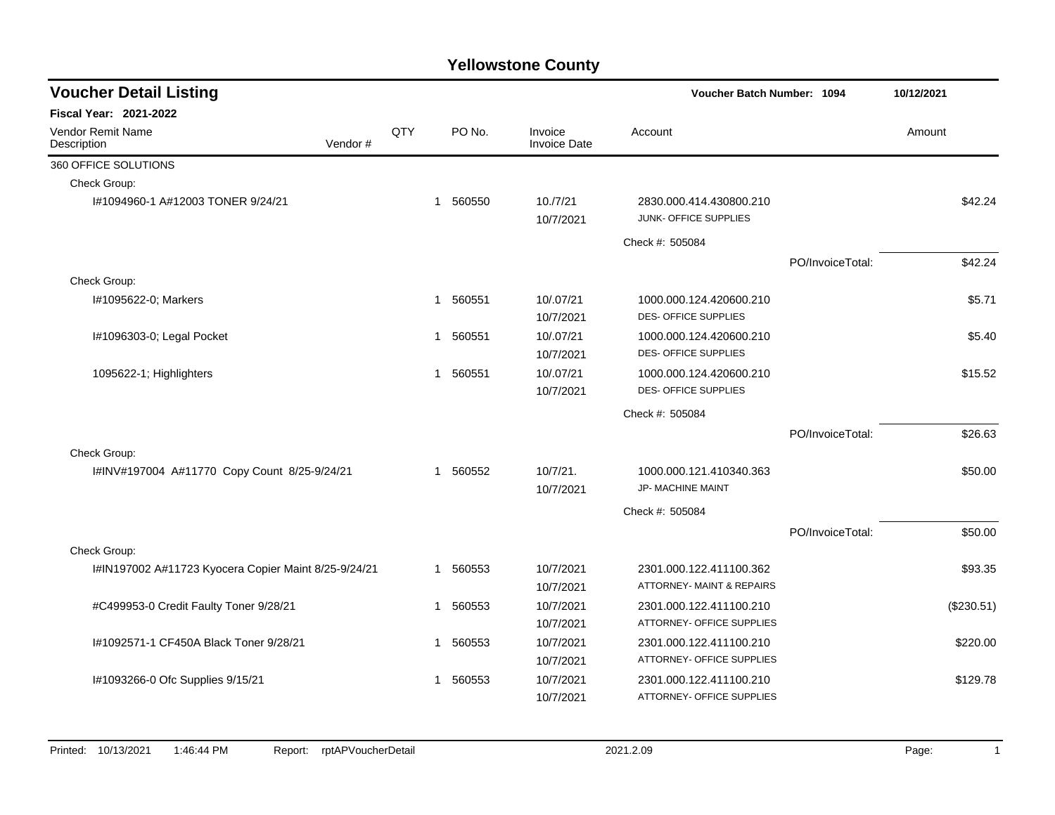# Yellowstone County

## Voucher Detail Listing

**Voucher Batch Number: 1094** 10/12/2021

**Fiscal Year: 2021-2022**

| Vendor Remit Name / Description | Vendor # | QTY | PO No. | Invoice / Invoice Date | Account | | Amount |
|---|---|---|---|---|---|---|---|
| 360 OFFICE SOLUTIONS | | | | | | | |
| Check Group: | | | | | | | |
| I#1094960-1 A#12003 TONER 9/24/21 | | 1 | 560550 | 10./7/21<br>10/7/2021 | 2830.000.414.430800.210<br>JUNK- OFFICE SUPPLIES | | $42.24 |
| | | | | | Check #: 505084 | | |
| | | | | | | PO/InvoiceTotal: | $42.24 |
| Check Group: | | | | | | | |
| I#1095622-0; Markers | | 1 | 560551 | 10/.07/21<br>10/7/2021 | 1000.000.124.420600.210<br>DES- OFFICE SUPPLIES | | $5.71 |
| I#1096303-0; Legal Pocket | | 1 | 560551 | 10/.07/21<br>10/7/2021 | 1000.000.124.420600.210<br>DES- OFFICE SUPPLIES | | $5.40 |
| 1095622-1; Highlighters | | 1 | 560551 | 10/.07/21<br>10/7/2021 | 1000.000.124.420600.210<br>DES- OFFICE SUPPLIES | | $15.52 |
| | | | | | Check #: 505084 | | |
| | | | | | | PO/InvoiceTotal: | $26.63 |
| Check Group: | | | | | | | |
| I#INV#197004 A#11770 Copy Count 8/25-9/24/21 | | 1 | 560552 | 10/7/21.<br>10/7/2021 | 1000.000.121.410340.363<br>JP- MACHINE MAINT | | $50.00 |
| | | | | | Check #: 505084 | | |
| | | | | | | PO/InvoiceTotal: | $50.00 |
| Check Group: | | | | | | | |
| I#IN197002 A#11723 Kyocera Copier Maint 8/25-9/24/21 | | 1 | 560553 | 10/7/2021<br>10/7/2021 | 2301.000.122.411100.362<br>ATTORNEY- MAINT & REPAIRS | | $93.35 |
| #C499953-0 Credit Faulty Toner 9/28/21 | | 1 | 560553 | 10/7/2021<br>10/7/2021 | 2301.000.122.411100.210<br>ATTORNEY- OFFICE SUPPLIES | | ($230.51) |
| I#1092571-1 CF450A Black Toner 9/28/21 | | 1 | 560553 | 10/7/2021<br>10/7/2021 | 2301.000.122.411100.210<br>ATTORNEY- OFFICE SUPPLIES | | $220.00 |
| I#1093266-0 Ofc Supplies 9/15/21 | | 1 | 560553 | 10/7/2021<br>10/7/2021 | 2301.000.122.411100.210<br>ATTORNEY- OFFICE SUPPLIES | | $129.78 |

Printed: 10/13/2021 1:46:44 PM Report: rptAPVoucherDetail 2021.2.09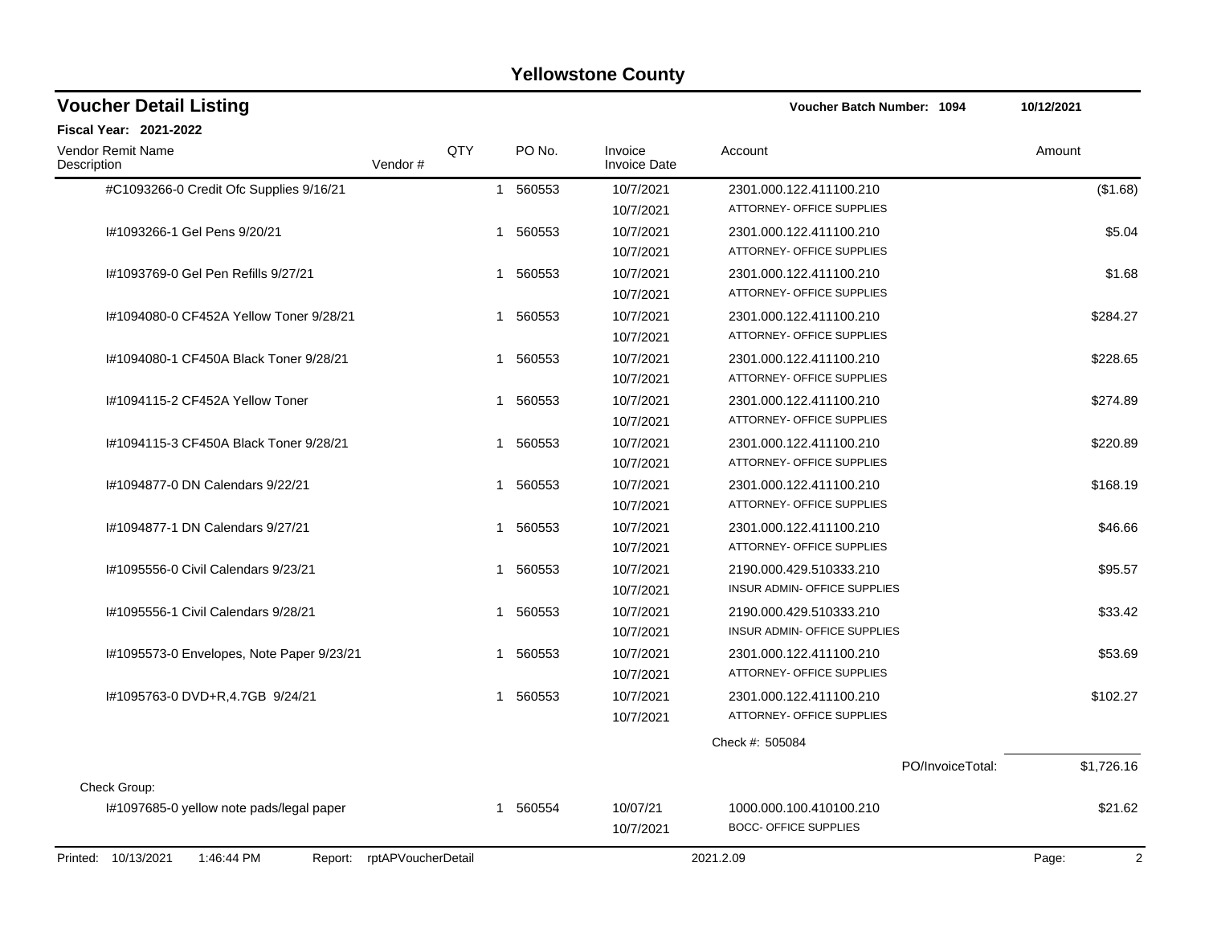# Yellowstone County

## Voucher Detail Listing

**Voucher Batch Number: 1094** 10/12/2021

**Fiscal Year: 2021-2022**

| Vendor Remit Name / Description | Vendor # | QTY | PO No. | Invoice / Invoice Date | Account | Amount |
|---|---|---|---|---|---|---|
| #C1093266-0 Credit Ofc Supplies 9/16/21 | | 1 | 560553 | 10/7/2021 / 10/7/2021 | 2301.000.122.411100.210 ATTORNEY- OFFICE SUPPLIES | ($1.68) |
| I#1093266-1 Gel Pens 9/20/21 | | 1 | 560553 | 10/7/2021 / 10/7/2021 | 2301.000.122.411100.210 ATTORNEY- OFFICE SUPPLIES | $5.04 |
| I#1093769-0 Gel Pen Refills 9/27/21 | | 1 | 560553 | 10/7/2021 / 10/7/2021 | 2301.000.122.411100.210 ATTORNEY- OFFICE SUPPLIES | $1.68 |
| I#1094080-0 CF452A Yellow Toner 9/28/21 | | 1 | 560553 | 10/7/2021 / 10/7/2021 | 2301.000.122.411100.210 ATTORNEY- OFFICE SUPPLIES | $284.27 |
| I#1094080-1 CF450A Black Toner 9/28/21 | | 1 | 560553 | 10/7/2021 / 10/7/2021 | 2301.000.122.411100.210 ATTORNEY- OFFICE SUPPLIES | $228.65 |
| I#1094115-2 CF452A Yellow Toner | | 1 | 560553 | 10/7/2021 / 10/7/2021 | 2301.000.122.411100.210 ATTORNEY- OFFICE SUPPLIES | $274.89 |
| I#1094115-3 CF450A Black Toner 9/28/21 | | 1 | 560553 | 10/7/2021 / 10/7/2021 | 2301.000.122.411100.210 ATTORNEY- OFFICE SUPPLIES | $220.89 |
| I#1094877-0 DN Calendars 9/22/21 | | 1 | 560553 | 10/7/2021 / 10/7/2021 | 2301.000.122.411100.210 ATTORNEY- OFFICE SUPPLIES | $168.19 |
| I#1094877-1 DN Calendars 9/27/21 | | 1 | 560553 | 10/7/2021 / 10/7/2021 | 2301.000.122.411100.210 ATTORNEY- OFFICE SUPPLIES | $46.66 |
| I#1095556-0 Civil Calendars 9/23/21 | | 1 | 560553 | 10/7/2021 / 10/7/2021 | 2190.000.429.510333.210 INSUR ADMIN- OFFICE SUPPLIES | $95.57 |
| I#1095556-1 Civil Calendars 9/28/21 | | 1 | 560553 | 10/7/2021 / 10/7/2021 | 2190.000.429.510333.210 INSUR ADMIN- OFFICE SUPPLIES | $33.42 |
| I#1095573-0 Envelopes, Note Paper 9/23/21 | | 1 | 560553 | 10/7/2021 / 10/7/2021 | 2301.000.122.411100.210 ATTORNEY- OFFICE SUPPLIES | $53.69 |
| I#1095763-0 DVD+R,4.7GB 9/24/21 | | 1 | 560553 | 10/7/2021 / 10/7/2021 | 2301.000.122.411100.210 ATTORNEY- OFFICE SUPPLIES | $102.27 |
| | | | | | Check #: 505084 | |
| | | | | | PO/InvoiceTotal: | $1,726.16 |
| Check Group: | | | | | | |
| I#1097685-0 yellow note pads/legal paper | | 1 | 560554 | 10/07/21 / 10/7/2021 | 1000.000.100.410100.210 BOCC- OFFICE SUPPLIES | $21.62 |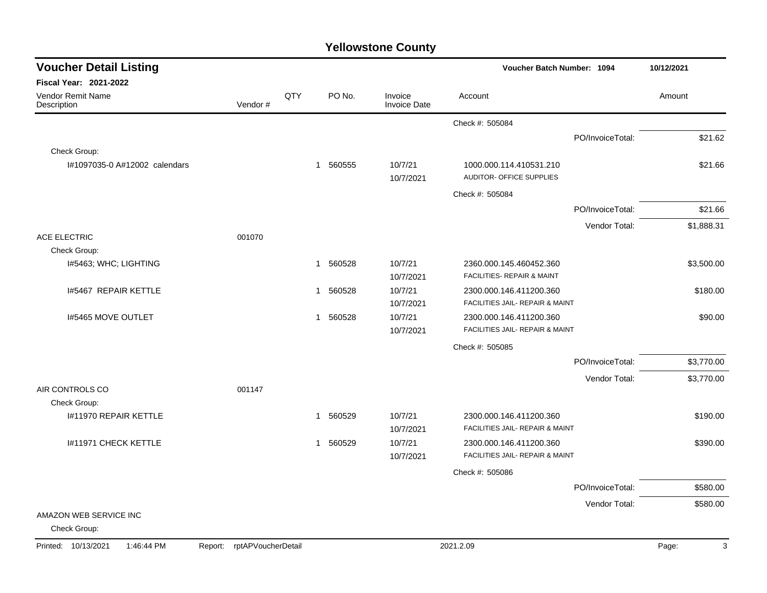# Yellowstone County

## Voucher Detail Listing

**Voucher Batch Number: 1094** 10/12/2021

**Fiscal Year: 2021-2022**

| Vendor Remit Name / Description | Vendor # | QTY | PO No. | Invoice / Invoice Date | Account | Amount |
|---|---|---|---|---|---|---|
| | | | | | Check #: 505084 | |
| | | | | | PO/InvoiceTotal: | $21.62 |
| Check Group: | | | | | | |
| I#1097035-0 A#12002 calendars | | 1 | 560555 | 10/7/21 10/7/2021 | 1000.000.114.410531.210 AUDITOR- OFFICE SUPPLIES | $21.66 |
| | | | | | Check #: 505084 | |
| | | | | | PO/InvoiceTotal: | $21.66 |
| | | | | | Vendor Total: | $1,888.31 |
| ACE ELECTRIC | 001070 | | | | | |
| Check Group: | | | | | | |
| I#5463; WHC; LIGHTING | | 1 | 560528 | 10/7/21 10/7/2021 | 2360.000.145.460452.360 FACILITIES- REPAIR & MAINT | $3,500.00 |
| I#5467 REPAIR KETTLE | | 1 | 560528 | 10/7/21 10/7/2021 | 2300.000.146.411200.360 FACILITIES JAIL- REPAIR & MAINT | $180.00 |
| I#5465 MOVE OUTLET | | 1 | 560528 | 10/7/21 10/7/2021 | 2300.000.146.411200.360 FACILITIES JAIL- REPAIR & MAINT | $90.00 |
| | | | | | Check #: 505085 | |
| | | | | | PO/InvoiceTotal: | $3,770.00 |
| | | | | | Vendor Total: | $3,770.00 |
| AIR CONTROLS CO | 001147 | | | | | |
| Check Group: | | | | | | |
| I#11970 REPAIR KETTLE | | 1 | 560529 | 10/7/21 10/7/2021 | 2300.000.146.411200.360 FACILITIES JAIL- REPAIR & MAINT | $190.00 |
| I#11971 CHECK KETTLE | | 1 | 560529 | 10/7/21 10/7/2021 | 2300.000.146.411200.360 FACILITIES JAIL- REPAIR & MAINT | $390.00 |
| | | | | | Check #: 505086 | |
| | | | | | PO/InvoiceTotal: | $580.00 |
| | | | | | Vendor Total: | $580.00 |
| AMAZON WEB SERVICE INC | | | | | | |
| Check Group: | | | | | | |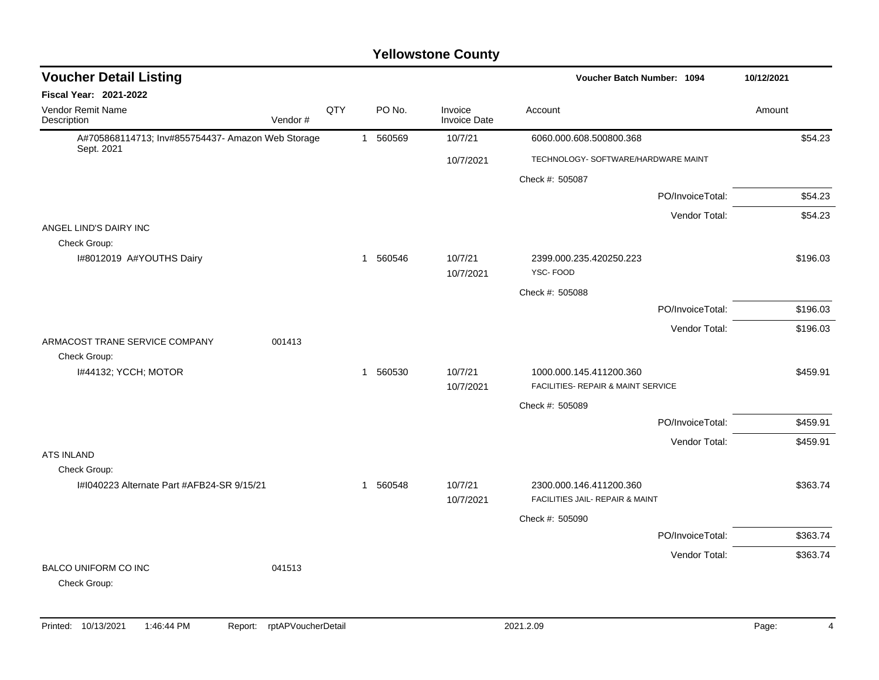# Yellowstone County

## Voucher Detail Listing

**Voucher Batch Number: 1094** 10/12/2021

**Fiscal Year: 2021-2022**

| Vendor Remit Name / Description | Vendor # | QTY | PO No. | Invoice / Invoice Date | Account | Amount |
|---|---|---|---|---|---|---|
| A#705868114713; Inv#855754437- Amazon Web Storage Sept. 2021 | | 1 | 560569 | 10/7/21 | 6060.000.608.500800.368 | $54.23 |
| | | | | 10/7/2021 | TECHNOLOGY- SOFTWARE/HARDWARE MAINT | |
| | | | | | Check #: 505087 | |
| | | | | | PO/InvoiceTotal: | $54.23 |
| | | | | | Vendor Total: | $54.23 |
| ANGEL LIND'S DAIRY INC | | | | | | |
| Check Group: | | | | | | |
| I#8012019 A#YOUTHS Dairy | | 1 | 560546 | 10/7/21 | 2399.000.235.420250.223 | $196.03 |
| | | | | 10/7/2021 | YSC- FOOD | |
| | | | | | Check #: 505088 | |
| | | | | | PO/InvoiceTotal: | $196.03 |
| | | | | | Vendor Total: | $196.03 |
| ARMACOST TRANE SERVICE COMPANY | 001413 | | | | | |
| Check Group: | | | | | | |
| I#44132; YCCH; MOTOR | | 1 | 560530 | 10/7/21 | 1000.000.145.411200.360 | $459.91 |
| | | | | 10/7/2021 | FACILITIES- REPAIR & MAINT SERVICE | |
| | | | | | Check #: 505089 | |
| | | | | | PO/InvoiceTotal: | $459.91 |
| | | | | | Vendor Total: | $459.91 |
| ATS INLAND | | | | | | |
| Check Group: | | | | | | |
| I#I040223 Alternate Part #AFB24-SR 9/15/21 | | 1 | 560548 | 10/7/21 | 2300.000.146.411200.360 | $363.74 |
| | | | | 10/7/2021 | FACILITIES JAIL- REPAIR & MAINT | |
| | | | | | Check #: 505090 | |
| | | | | | PO/InvoiceTotal: | $363.74 |
| | | | | | Vendor Total: | $363.74 |
| BALCO UNIFORM CO INC | 041513 | | | | | |
| Check Group: | | | | | | |

Printed: 10/13/2021 1:46:44 PM Report: rptAPVoucherDetail 2021.2.09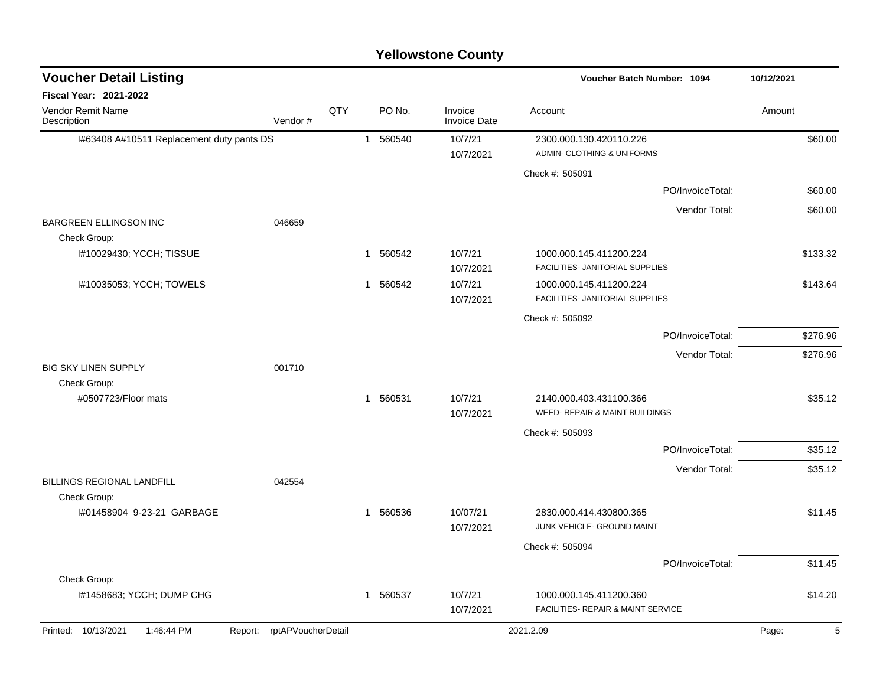# Yellowstone County

## Voucher Detail Listing

**Voucher Batch Number: 1094** 10/12/2021

**Fiscal Year: 2021-2022**

| Vendor Remit Name / Description | Vendor # | QTY | PO No. | Invoice / Invoice Date | Account | Amount |
|---|---|---|---|---|---|---|
| I#63408 A#10511 Replacement duty pants DS | | 1 | 560540 | 10/7/21<br>10/7/2021 | 2300.000.130.420110.226<br>ADMIN- CLOTHING & UNIFORMS | $60.00 |
| | | | | | Check #: 505091 | |
| | | | | | PO/InvoiceTotal: | $60.00 |
| | | | | | Vendor Total: | $60.00 |
| BARGREEN ELLINGSON INC | 046659 | | | | | |
| Check Group: | | | | | | |
| I#10029430; YCCH; TISSUE | | 1 | 560542 | 10/7/21<br>10/7/2021 | 1000.000.145.411200.224<br>FACILITIES- JANITORIAL SUPPLIES | $133.32 |
| I#10035053; YCCH; TOWELS | | 1 | 560542 | 10/7/21<br>10/7/2021 | 1000.000.145.411200.224<br>FACILITIES- JANITORIAL SUPPLIES | $143.64 |
| | | | | | Check #: 505092 | |
| | | | | | PO/InvoiceTotal: | $276.96 |
| | | | | | Vendor Total: | $276.96 |
| BIG SKY LINEN SUPPLY | 001710 | | | | | |
| Check Group: | | | | | | |
| #0507723/Floor mats | | 1 | 560531 | 10/7/21<br>10/7/2021 | 2140.000.403.431100.366<br>WEED- REPAIR & MAINT BUILDINGS | $35.12 |
| | | | | | Check #: 505093 | |
| | | | | | PO/InvoiceTotal: | $35.12 |
| | | | | | Vendor Total: | $35.12 |
| BILLINGS REGIONAL LANDFILL | 042554 | | | | | |
| Check Group: | | | | | | |
| I#01458904 9-23-21 GARBAGE | | 1 | 560536 | 10/07/21<br>10/7/2021 | 2830.000.414.430800.365<br>JUNK VEHICLE- GROUND MAINT | $11.45 |
| | | | | | Check #: 505094 | |
| | | | | | PO/InvoiceTotal: | $11.45 |
| Check Group: | | | | | | |
| I#1458683; YCCH; DUMP CHG | | 1 | 560537 | 10/7/21<br>10/7/2021 | 1000.000.145.411200.360<br>FACILITIES- REPAIR & MAINT SERVICE | $14.20 |

Printed: 10/13/2021 1:46:44 PM Report: rptAPVoucherDetail 2021.2.09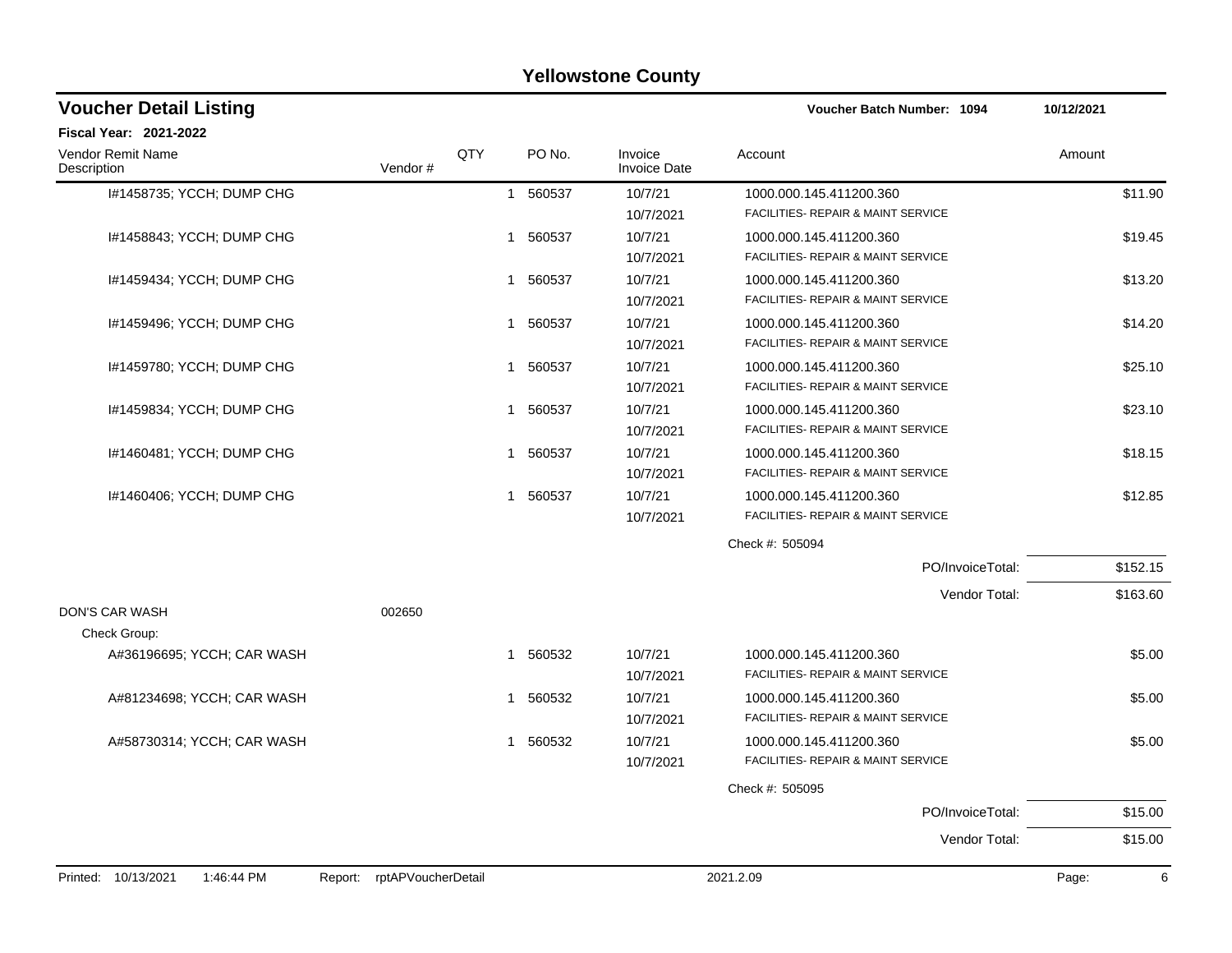# Yellowstone County

## Voucher Detail Listing

**Voucher Batch Number: 1094** **10/12/2021**

**Fiscal Year: 2021-2022**

| Vendor Remit Name / Description | Vendor # | QTY | PO No. | Invoice / Invoice Date | Account | Amount |
|---|---|---|---|---|---|---|
| I#1458735; YCCH; DUMP CHG | | 1 | 560537 | 10/7/21<br>10/7/2021 | 1000.000.145.411200.360<br>FACILITIES- REPAIR & MAINT SERVICE | $11.90 |
| I#1458843; YCCH; DUMP CHG | | 1 | 560537 | 10/7/21<br>10/7/2021 | 1000.000.145.411200.360<br>FACILITIES- REPAIR & MAINT SERVICE | $19.45 |
| I#1459434; YCCH; DUMP CHG | | 1 | 560537 | 10/7/21<br>10/7/2021 | 1000.000.145.411200.360<br>FACILITIES- REPAIR & MAINT SERVICE | $13.20 |
| I#1459496; YCCH; DUMP CHG | | 1 | 560537 | 10/7/21<br>10/7/2021 | 1000.000.145.411200.360<br>FACILITIES- REPAIR & MAINT SERVICE | $14.20 |
| I#1459780; YCCH; DUMP CHG | | 1 | 560537 | 10/7/21<br>10/7/2021 | 1000.000.145.411200.360<br>FACILITIES- REPAIR & MAINT SERVICE | $25.10 |
| I#1459834; YCCH; DUMP CHG | | 1 | 560537 | 10/7/21<br>10/7/2021 | 1000.000.145.411200.360<br>FACILITIES- REPAIR & MAINT SERVICE | $23.10 |
| I#1460481; YCCH; DUMP CHG | | 1 | 560537 | 10/7/21<br>10/7/2021 | 1000.000.145.411200.360<br>FACILITIES- REPAIR & MAINT SERVICE | $18.15 |
| I#1460406; YCCH; DUMP CHG | | 1 | 560537 | 10/7/21<br>10/7/2021 | 1000.000.145.411200.360<br>FACILITIES- REPAIR & MAINT SERVICE | $12.85 |
| | | | | | Check #: 505094 | |
| | | | | | PO/InvoiceTotal: | $152.15 |
| | | | | | Vendor Total: | $163.60 |
| DON'S CAR WASH | 002650 | | | | | |
| Check Group: | | | | | | |
| A#36196695; YCCH; CAR WASH | | 1 | 560532 | 10/7/21<br>10/7/2021 | 1000.000.145.411200.360<br>FACILITIES- REPAIR & MAINT SERVICE | $5.00 |
| A#81234698; YCCH; CAR WASH | | 1 | 560532 | 10/7/21<br>10/7/2021 | 1000.000.145.411200.360<br>FACILITIES- REPAIR & MAINT SERVICE | $5.00 |
| A#58730314; YCCH; CAR WASH | | 1 | 560532 | 10/7/21<br>10/7/2021 | 1000.000.145.411200.360<br>FACILITIES- REPAIR & MAINT SERVICE | $5.00 |
| | | | | | Check #: 505095 | |
| | | | | | PO/InvoiceTotal: | $15.00 |
| | | | | | Vendor Total: | $15.00 |

Printed: 10/13/2021 1:46:44 PM Report: rptAPVoucherDetail 2021.2.09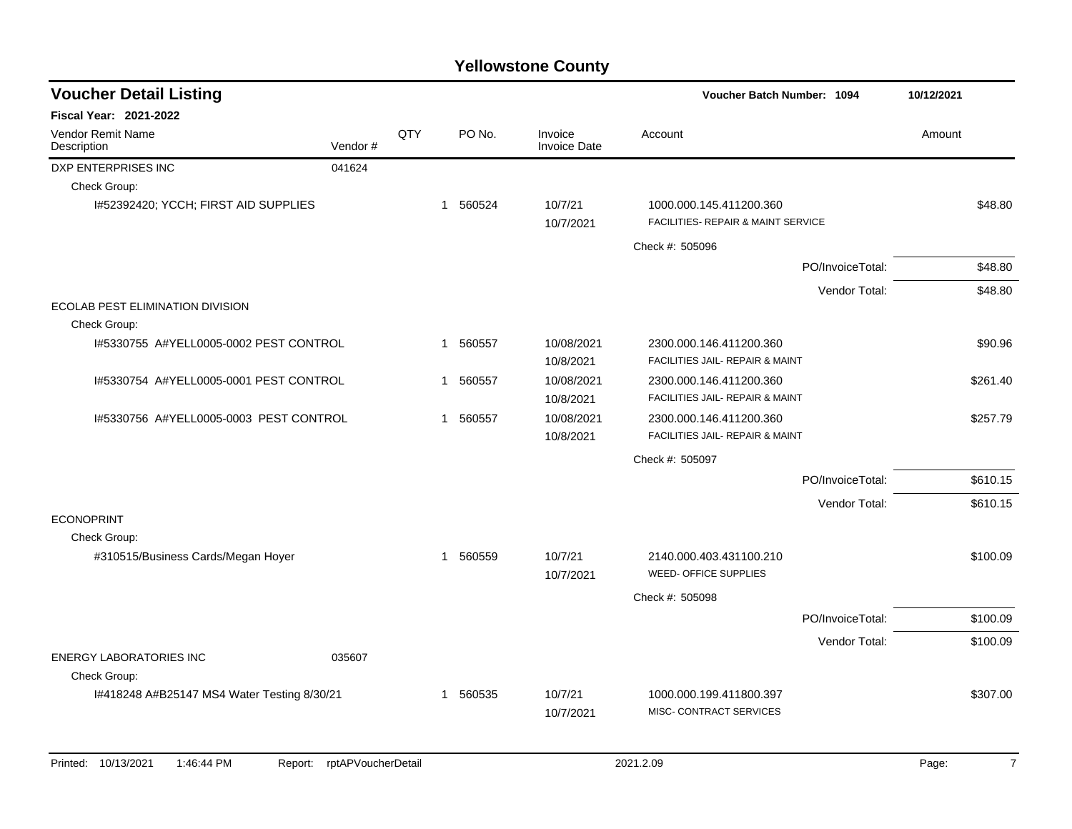# Yellowstone County

## Voucher Detail Listing

Voucher Batch Number: 1094 — 10/12/2021

**Fiscal Year: 2021-2022**

| Vendor Remit Name / Description | Vendor # | QTY | PO No. | Invoice / Invoice Date | Account | Amount |
|---|---|---|---|---|---|---|
| DXP ENTERPRISES INC | 041624 | | | | | |
| Check Group: | | | | | | |
| I#52392420; YCCH; FIRST AID SUPPLIES | | 1 | 560524 | 10/7/21<br>10/7/2021 | 1000.000.145.411200.360<br>FACILITIES- REPAIR & MAINT SERVICE | $48.80 |
| | | | | | Check #: 505096 | |
| | | | | | PO/InvoiceTotal: | $48.80 |
| | | | | | Vendor Total: | $48.80 |
| ECOLAB PEST ELIMINATION DIVISION | | | | | | |
| Check Group: | | | | | | |
| I#5330755 A#YELL0005-0002 PEST CONTROL | | 1 | 560557 | 10/08/2021<br>10/8/2021 | 2300.000.146.411200.360<br>FACILITIES JAIL- REPAIR & MAINT | $90.96 |
| I#5330754 A#YELL0005-0001 PEST CONTROL | | 1 | 560557 | 10/08/2021<br>10/8/2021 | 2300.000.146.411200.360<br>FACILITIES JAIL- REPAIR & MAINT | $261.40 |
| I#5330756 A#YELL0005-0003 PEST CONTROL | | 1 | 560557 | 10/08/2021<br>10/8/2021 | 2300.000.146.411200.360<br>FACILITIES JAIL- REPAIR & MAINT | $257.79 |
| | | | | | Check #: 505097 | |
| | | | | | PO/InvoiceTotal: | $610.15 |
| | | | | | Vendor Total: | $610.15 |
| ECONOPRINT | | | | | | |
| Check Group: | | | | | | |
| #310515/Business Cards/Megan Hoyer | | 1 | 560559 | 10/7/21<br>10/7/2021 | 2140.000.403.431100.210<br>WEED- OFFICE SUPPLIES | $100.09 |
| | | | | | Check #: 505098 | |
| | | | | | PO/InvoiceTotal: | $100.09 |
| | | | | | Vendor Total: | $100.09 |
| ENERGY LABORATORIES INC | 035607 | | | | | |
| Check Group: | | | | | | |
| I#418248 A#B25147 MS4 Water Testing 8/30/21 | | 1 | 560535 | 10/7/21<br>10/7/2021 | 1000.000.199.411800.397<br>MISC- CONTRACT SERVICES | $307.00 |

Printed: 10/13/2021 1:46:44 PM Report: rptAPVoucherDetail 2021.2.09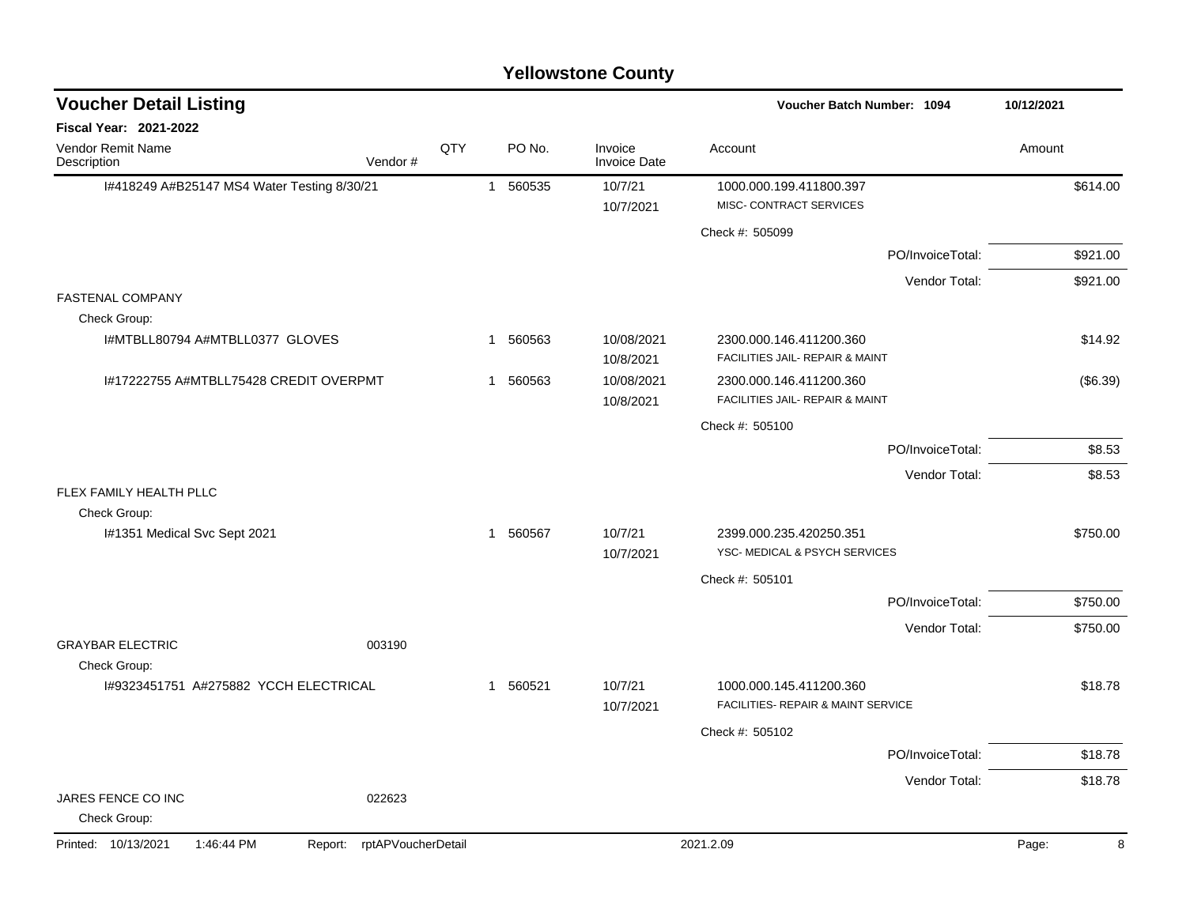# Yellowstone County

## Voucher Detail Listing

Voucher Batch Number: 1094 — 10/12/2021

**Fiscal Year: 2021-2022**

| Vendor Remit Name / Description | Vendor # | QTY | PO No. | Invoice / Invoice Date | Account | Amount |
|---|---|---|---|---|---|---|
| I#418249 A#B25147 MS4 Water Testing 8/30/21 | | 1 | 560535 | 10/7/21<br>10/7/2021 | 1000.000.199.411800.397<br>MISC- CONTRACT SERVICES | $614.00 |
| | | | | | Check #: 505099 | |
| | | | | | PO/InvoiceTotal: | $921.00 |
| | | | | | Vendor Total: | $921.00 |
| FASTENAL COMPANY | | | | | | |
| Check Group: | | | | | | |
| I#MTBLL80794 A#MTBLL0377 GLOVES | | 1 | 560563 | 10/08/2021<br>10/8/2021 | 2300.000.146.411200.360<br>FACILITIES JAIL- REPAIR & MAINT | $14.92 |
| I#17222755 A#MTBLL75428 CREDIT OVERPMT | | 1 | 560563 | 10/08/2021<br>10/8/2021 | 2300.000.146.411200.360<br>FACILITIES JAIL- REPAIR & MAINT | ($6.39) |
| | | | | | Check #: 505100 | |
| | | | | | PO/InvoiceTotal: | $8.53 |
| | | | | | Vendor Total: | $8.53 |
| FLEX FAMILY HEALTH PLLC | | | | | | |
| Check Group: | | | | | | |
| I#1351 Medical Svc Sept 2021 | | 1 | 560567 | 10/7/21<br>10/7/2021 | 2399.000.235.420250.351<br>YSC- MEDICAL & PSYCH SERVICES | $750.00 |
| | | | | | Check #: 505101 | |
| | | | | | PO/InvoiceTotal: | $750.00 |
| | | | | | Vendor Total: | $750.00 |
| GRAYBAR ELECTRIC | 003190 | | | | | |
| Check Group: | | | | | | |
| I#9323451751 A#275882 YCCH ELECTRICAL | | 1 | 560521 | 10/7/21<br>10/7/2021 | 1000.000.145.411200.360<br>FACILITIES- REPAIR & MAINT SERVICE | $18.78 |
| | | | | | Check #: 505102 | |
| | | | | | PO/InvoiceTotal: | $18.78 |
| | | | | | Vendor Total: | $18.78 |
| JARES FENCE CO INC | 022623 | | | | | |
| Check Group: | | | | | | |

Printed: 10/13/2021 1:46:44 PM Report: rptAPVoucherDetail 2021.2.09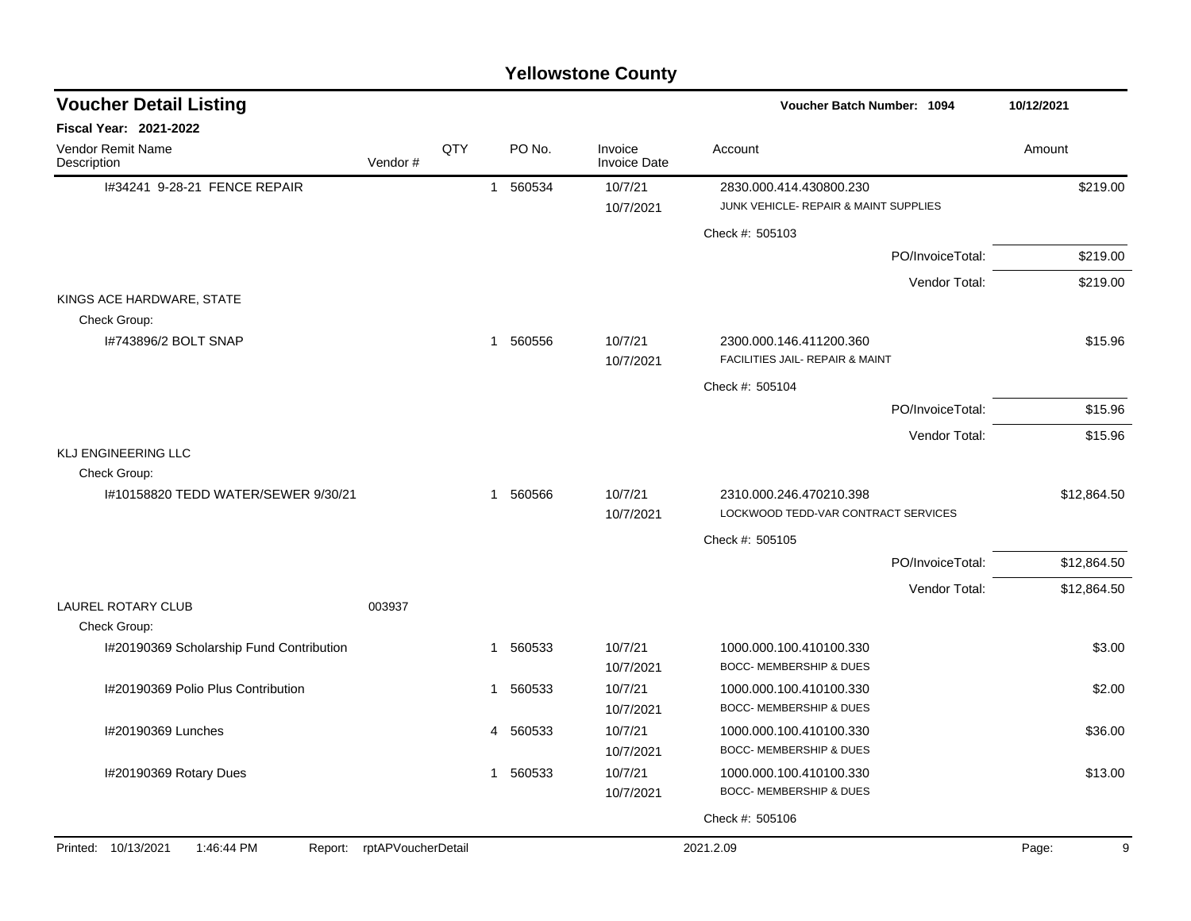## Yellowstone County

**Voucher Detail Listing** — Voucher Batch Number: 1094 — 10/12/2021

**Fiscal Year: 2021-2022**

| Vendor Remit Name / Description | Vendor # | QTY | PO No. | Invoice / Invoice Date | Account | Amount |
|---|---|---|---|---|---|---|
| I#34241 9-28-21 FENCE REPAIR | | 1 | 560534 | 10/7/21 / 10/7/2021 | 2830.000.414.430800.230 JUNK VEHICLE- REPAIR & MAINT SUPPLIES | $219.00 |
| | | | | | Check #: 505103 | |
| | | | | | PO/InvoiceTotal: | $219.00 |
| | | | | | Vendor Total: | $219.00 |
| KINGS ACE HARDWARE, STATE | | | | | | |
| Check Group: | | | | | | |
| I#743896/2 BOLT SNAP | | 1 | 560556 | 10/7/21 / 10/7/2021 | 2300.000.146.411200.360 FACILITIES JAIL- REPAIR & MAINT | $15.96 |
| | | | | | Check #: 505104 | |
| | | | | | PO/InvoiceTotal: | $15.96 |
| | | | | | Vendor Total: | $15.96 |
| KLJ ENGINEERING LLC | | | | | | |
| Check Group: | | | | | | |
| I#10158820 TEDD WATER/SEWER 9/30/21 | | 1 | 560566 | 10/7/21 / 10/7/2021 | 2310.000.246.470210.398 LOCKWOOD TEDD-VAR CONTRACT SERVICES | $12,864.50 |
| | | | | | Check #: 505105 | |
| | | | | | PO/InvoiceTotal: | $12,864.50 |
| | | | | | Vendor Total: | $12,864.50 |
| LAUREL ROTARY CLUB | 003937 | | | | | |
| Check Group: | | | | | | |
| I#20190369 Scholarship Fund Contribution | | 1 | 560533 | 10/7/21 / 10/7/2021 | 1000.000.100.410100.330 BOCC- MEMBERSHIP & DUES | $3.00 |
| I#20190369 Polio Plus Contribution | | 1 | 560533 | 10/7/21 / 10/7/2021 | 1000.000.100.410100.330 BOCC- MEMBERSHIP & DUES | $2.00 |
| I#20190369 Lunches | | 4 | 560533 | 10/7/21 / 10/7/2021 | 1000.000.100.410100.330 BOCC- MEMBERSHIP & DUES | $36.00 |
| I#20190369 Rotary Dues | | 1 | 560533 | 10/7/21 / 10/7/2021 | 1000.000.100.410100.330 BOCC- MEMBERSHIP & DUES | $13.00 |
| | | | | | Check #: 505106 | |

Printed: 10/13/2021 1:46:44 PM Report: rptAPVoucherDetail 2021.2.09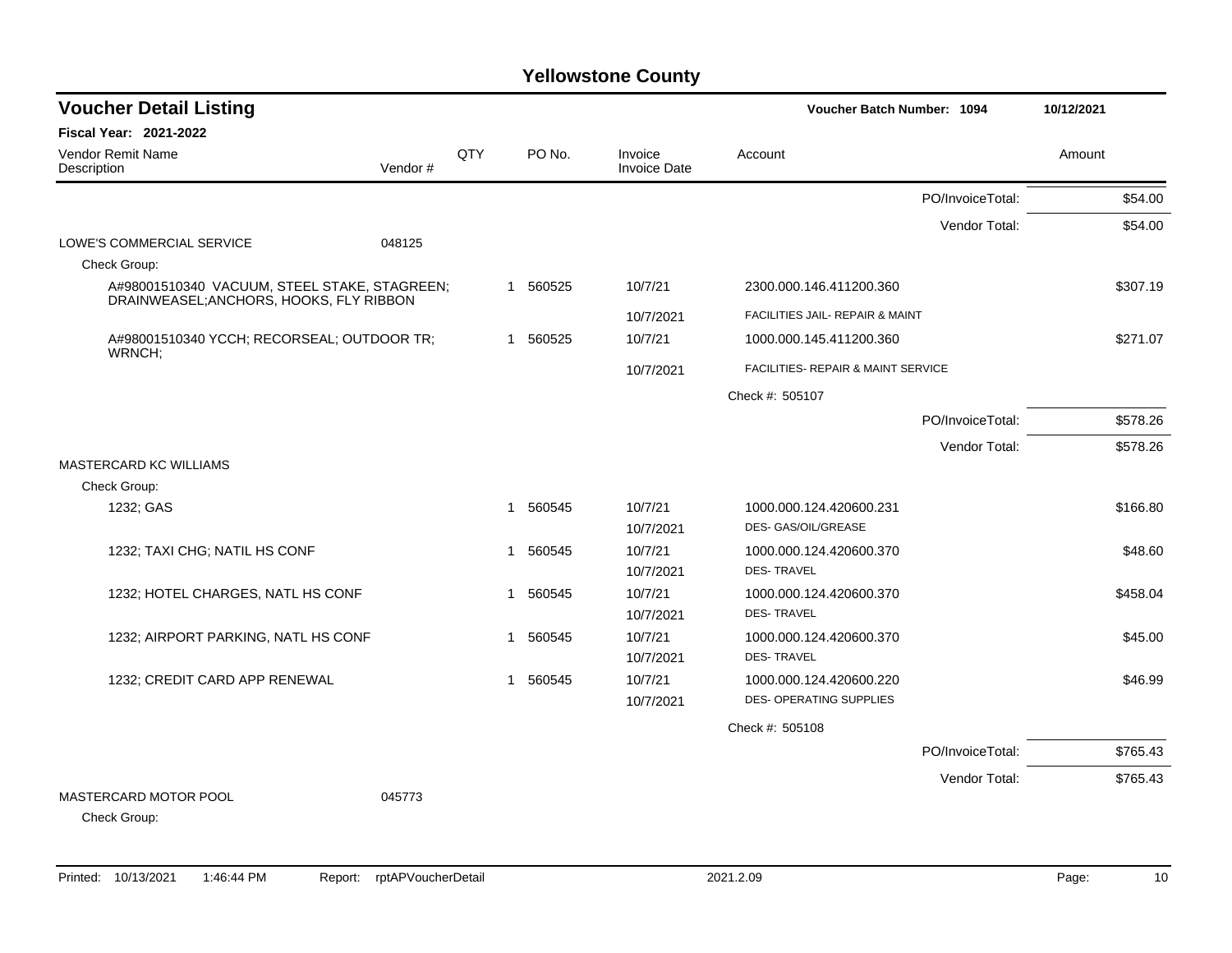# Yellowstone County

## Voucher Detail Listing

Voucher Batch Number: 1094 — 10/12/2021

**Fiscal Year: 2021-2022**

| Vendor Remit Name / Description | Vendor # | QTY | PO No. | Invoice / Invoice Date | Account | Amount |
|---|---|---|---|---|---|---|
| | | | | | PO/InvoiceTotal: | $54.00 |
| | | | | | Vendor Total: | $54.00 |
| LOWE'S COMMERCIAL SERVICE | 048125 | | | | | |
| Check Group: | | | | | | |
| A#98001510340 VACUUM, STEEL STAKE, STAGREEN; DRAINWEASEL;ANCHORS, HOOKS, FLY RIBBON | | 1 | 560525 | 10/7/21<br>10/7/2021 | 2300.000.146.411200.360<br>FACILITIES JAIL- REPAIR & MAINT | $307.19 |
| A#98001510340 YCCH; RECORSEAL; OUTDOOR TR; WRNCH; | | 1 | 560525 | 10/7/21<br>10/7/2021 | 1000.000.145.411200.360<br>FACILITIES- REPAIR & MAINT SERVICE | $271.07 |
| | | | | | Check #: 505107 | |
| | | | | | PO/InvoiceTotal: | $578.26 |
| | | | | | Vendor Total: | $578.26 |
| MASTERCARD KC WILLIAMS | | | | | | |
| Check Group: | | | | | | |
| 1232; GAS | | 1 | 560545 | 10/7/21<br>10/7/2021 | 1000.000.124.420600.231<br>DES- GAS/OIL/GREASE | $166.80 |
| 1232; TAXI CHG; NATIL HS CONF | | 1 | 560545 | 10/7/21<br>10/7/2021 | 1000.000.124.420600.370<br>DES- TRAVEL | $48.60 |
| 1232; HOTEL CHARGES, NATL HS CONF | | 1 | 560545 | 10/7/21<br>10/7/2021 | 1000.000.124.420600.370<br>DES- TRAVEL | $458.04 |
| 1232; AIRPORT PARKING, NATL HS CONF | | 1 | 560545 | 10/7/21<br>10/7/2021 | 1000.000.124.420600.370<br>DES- TRAVEL | $45.00 |
| 1232; CREDIT CARD APP RENEWAL | | 1 | 560545 | 10/7/21<br>10/7/2021 | 1000.000.124.420600.220<br>DES- OPERATING SUPPLIES | $46.99 |
| | | | | | Check #: 505108 | |
| | | | | | PO/InvoiceTotal: | $765.43 |
| | | | | | Vendor Total: | $765.43 |
| MASTERCARD MOTOR POOL | 045773 | | | | | |
| Check Group: | | | | | | |

Printed: 10/13/2021 1:46:44 PM Report: rptAPVoucherDetail 2021.2.09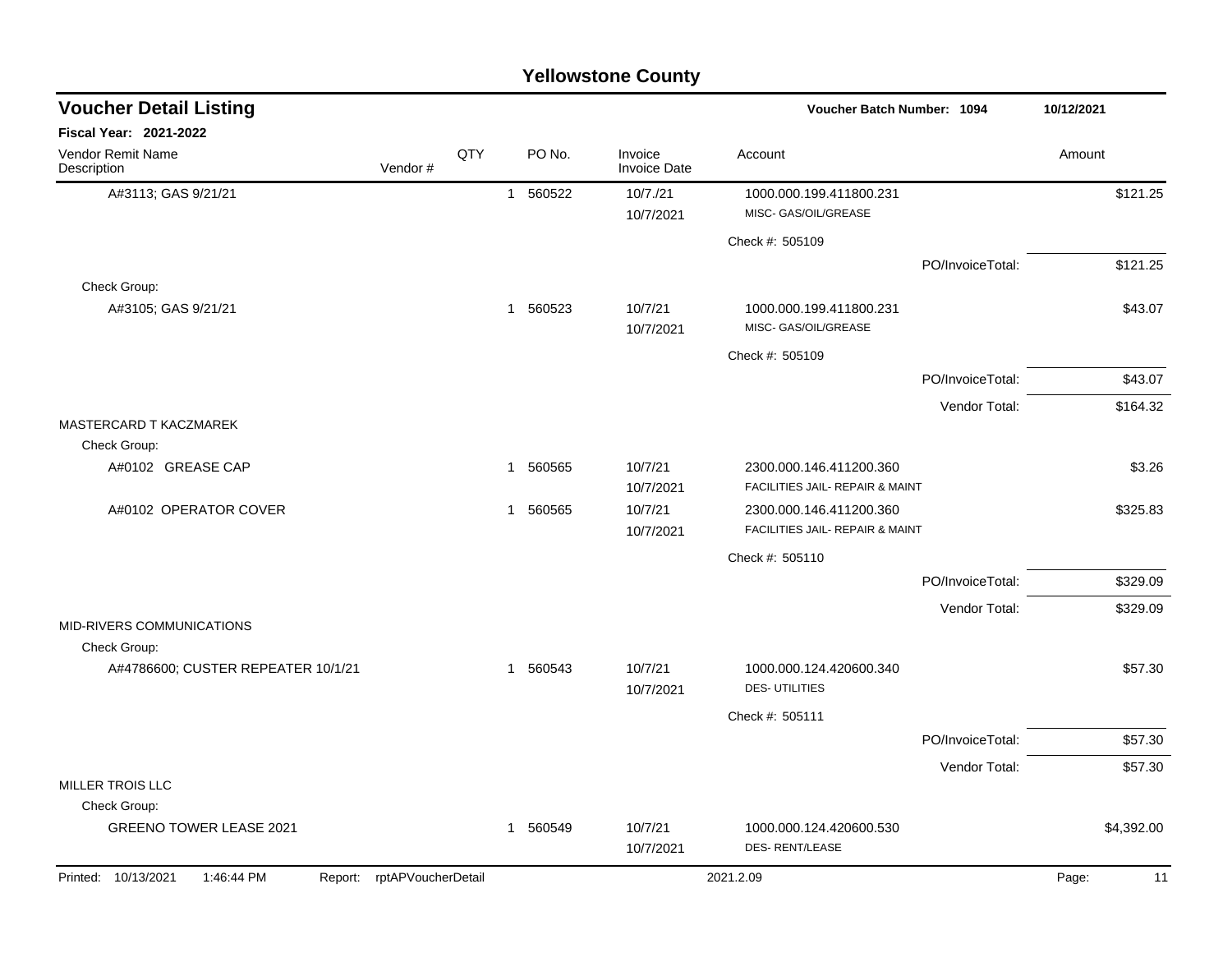# Yellowstone County

## Voucher Detail Listing

**Voucher Batch Number: 1094** — 10/12/2021

**Fiscal Year: 2021-2022**

| Vendor Remit Name / Description | Vendor # | QTY | PO No. | Invoice / Invoice Date | Account | Amount |
|---|---|---|---|---|---|---|
| A#3113; GAS 9/21/21 | | 1 | 560522 | 10/7./21 / 10/7/2021 | 1000.000.199.411800.231 MISC- GAS/OIL/GREASE | $121.25 |
| | | | | | Check #: 505109 | |
| | | | | | PO/InvoiceTotal: | $121.25 |
| Check Group: | | | | | | |
| A#3105; GAS 9/21/21 | | 1 | 560523 | 10/7/21 / 10/7/2021 | 1000.000.199.411800.231 MISC- GAS/OIL/GREASE | $43.07 |
| | | | | | Check #: 505109 | |
| | | | | | PO/InvoiceTotal: | $43.07 |
| | | | | | Vendor Total: | $164.32 |
| MASTERCARD T KACZMAREK | | | | | | |
| Check Group: | | | | | | |
| A#0102 GREASE CAP | | 1 | 560565 | 10/7/21 / 10/7/2021 | 2300.000.146.411200.360 FACILITIES JAIL- REPAIR & MAINT | $3.26 |
| A#0102 OPERATOR COVER | | 1 | 560565 | 10/7/21 / 10/7/2021 | 2300.000.146.411200.360 FACILITIES JAIL- REPAIR & MAINT | $325.83 |
| | | | | | Check #: 505110 | |
| | | | | | PO/InvoiceTotal: | $329.09 |
| | | | | | Vendor Total: | $329.09 |
| MID-RIVERS COMMUNICATIONS | | | | | | |
| Check Group: | | | | | | |
| A#4786600; CUSTER REPEATER 10/1/21 | | 1 | 560543 | 10/7/21 / 10/7/2021 | 1000.000.124.420600.340 DES- UTILITIES | $57.30 |
| | | | | | Check #: 505111 | |
| | | | | | PO/InvoiceTotal: | $57.30 |
| | | | | | Vendor Total: | $57.30 |
| MILLER TROIS LLC | | | | | | |
| Check Group: | | | | | | |
| GREENO TOWER LEASE 2021 | | 1 | 560549 | 10/7/21 / 10/7/2021 | 1000.000.124.420600.530 DES- RENT/LEASE | $4,392.00 |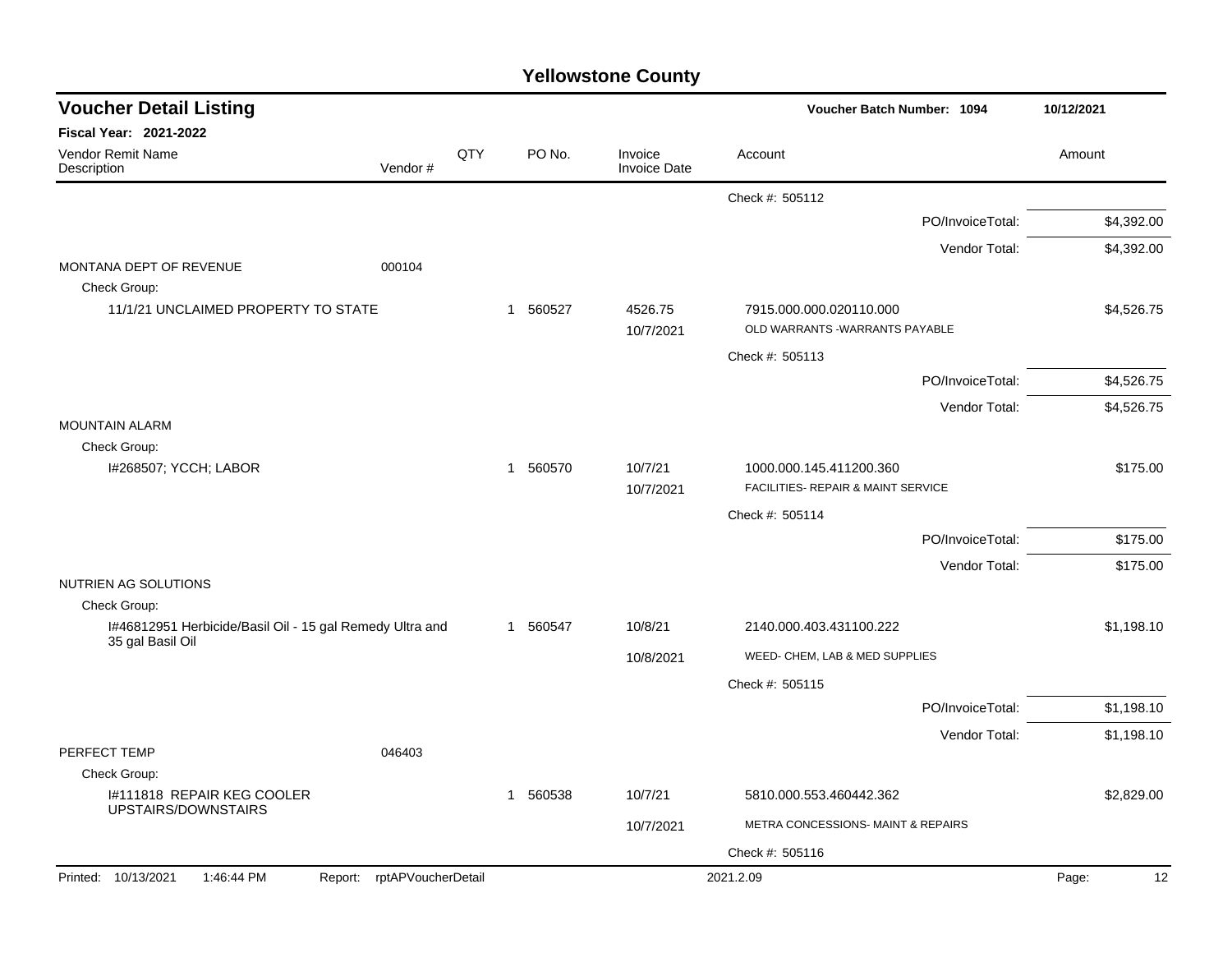# Yellowstone County

## Voucher Detail Listing

**Voucher Batch Number: 1094** 10/12/2021

**Fiscal Year: 2021-2022**

| Vendor Remit Name / Description | Vendor # | QTY | PO No. | Invoice / Invoice Date | Account | Amount |
|---|---|---|---|---|---|---|
| | | | | | Check #: 505112 | |
| | | | | | PO/InvoiceTotal: | $4,392.00 |
| | | | | | Vendor Total: | $4,392.00 |
| MONTANA DEPT OF REVENUE | 000104 | | | | | |
| Check Group: | | | | | | |
| 11/1/21 UNCLAIMED PROPERTY TO STATE | | 1 | 560527 | 4526.75 / 10/7/2021 | 7915.000.000.020110.000 OLD WARRANTS -WARRANTS PAYABLE | $4,526.75 |
| | | | | | Check #: 505113 | |
| | | | | | PO/InvoiceTotal: | $4,526.75 |
| | | | | | Vendor Total: | $4,526.75 |
| MOUNTAIN ALARM | | | | | | |
| Check Group: | | | | | | |
| I#268507; YCCH; LABOR | | 1 | 560570 | 10/7/21 / 10/7/2021 | 1000.000.145.411200.360 FACILITIES- REPAIR & MAINT SERVICE | $175.00 |
| | | | | | Check #: 505114 | |
| | | | | | PO/InvoiceTotal: | $175.00 |
| | | | | | Vendor Total: | $175.00 |
| NUTRIEN AG SOLUTIONS | | | | | | |
| Check Group: | | | | | | |
| I#46812951 Herbicide/Basil Oil - 15 gal Remedy Ultra and 35 gal Basil Oil | | 1 | 560547 | 10/8/21 / 10/8/2021 | 2140.000.403.431100.222 WEED- CHEM, LAB & MED SUPPLIES | $1,198.10 |
| | | | | | Check #: 505115 | |
| | | | | | PO/InvoiceTotal: | $1,198.10 |
| | | | | | Vendor Total: | $1,198.10 |
| PERFECT TEMP | 046403 | | | | | |
| Check Group: | | | | | | |
| I#111818 REPAIR KEG COOLER UPSTAIRS/DOWNSTAIRS | | 1 | 560538 | 10/7/21 / 10/7/2021 | 5810.000.553.460442.362 METRA CONCESSIONS- MAINT & REPAIRS | $2,829.00 |
| | | | | | Check #: 505116 | |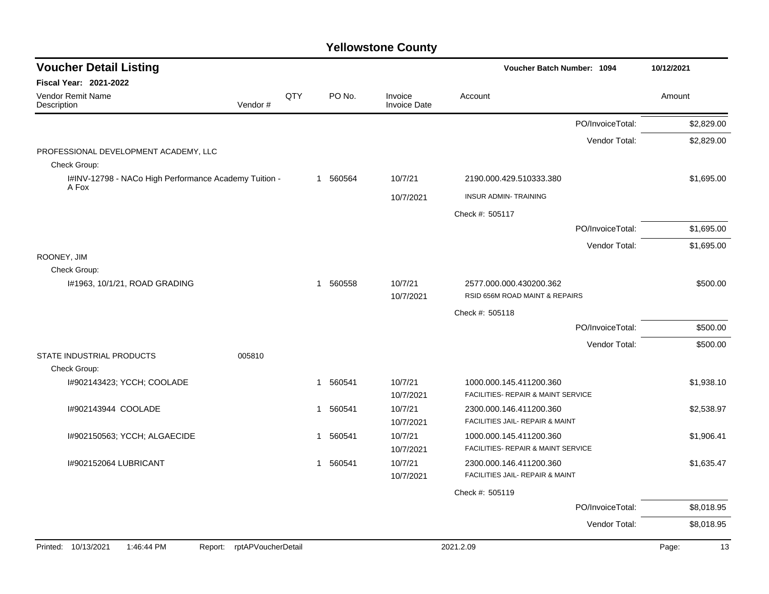# Yellowstone County

## Voucher Detail Listing

**Voucher Batch Number: 1094** — 10/12/2021

**Fiscal Year: 2021-2022**

| Vendor Remit Name / Description | Vendor # | QTY | PO No. | Invoice / Invoice Date | Account | Amount |
|---|---|---|---|---|---|---|
| | | | | | PO/InvoiceTotal: | $2,829.00 |
| | | | | | Vendor Total: | $2,829.00 |
| PROFESSIONAL DEVELOPMENT ACADEMY, LLC | | | | | | |
| Check Group: | | | | | | |
| I#INV-12798 - NACo High Performance Academy Tuition - A Fox | | 1 | 560564 | 10/7/21<br>10/7/2021 | 2190.000.429.510333.380<br>INSUR ADMIN- TRAINING | $1,695.00 |
| | | | | | Check #: 505117 | |
| | | | | | PO/InvoiceTotal: | $1,695.00 |
| | | | | | Vendor Total: | $1,695.00 |
| ROONEY, JIM | | | | | | |
| Check Group: | | | | | | |
| I#1963, 10/1/21, ROAD GRADING | | 1 | 560558 | 10/7/21<br>10/7/2021 | 2577.000.000.430200.362<br>RSID 656M ROAD MAINT & REPAIRS | $500.00 |
| | | | | | Check #: 505118 | |
| | | | | | PO/InvoiceTotal: | $500.00 |
| | | | | | Vendor Total: | $500.00 |
| STATE INDUSTRIAL PRODUCTS | 005810 | | | | | |
| Check Group: | | | | | | |
| I#902143423; YCCH; COOLADE | | 1 | 560541 | 10/7/21<br>10/7/2021 | 1000.000.145.411200.360<br>FACILITIES- REPAIR & MAINT SERVICE | $1,938.10 |
| I#902143944 COOLADE | | 1 | 560541 | 10/7/21<br>10/7/2021 | 2300.000.146.411200.360<br>FACILITIES JAIL- REPAIR & MAINT | $2,538.97 |
| I#902150563; YCCH; ALGAECIDE | | 1 | 560541 | 10/7/21<br>10/7/2021 | 1000.000.145.411200.360<br>FACILITIES- REPAIR & MAINT SERVICE | $1,906.41 |
| I#902152064 LUBRICANT | | 1 | 560541 | 10/7/21<br>10/7/2021 | 2300.000.146.411200.360<br>FACILITIES JAIL- REPAIR & MAINT | $1,635.47 |
| | | | | | Check #: 505119 | |
| | | | | | PO/InvoiceTotal: | $8,018.95 |
| | | | | | Vendor Total: | $8,018.95 |

Printed: 10/13/2021 1:46:44 PM Report: rptAPVoucherDetail 2021.2.09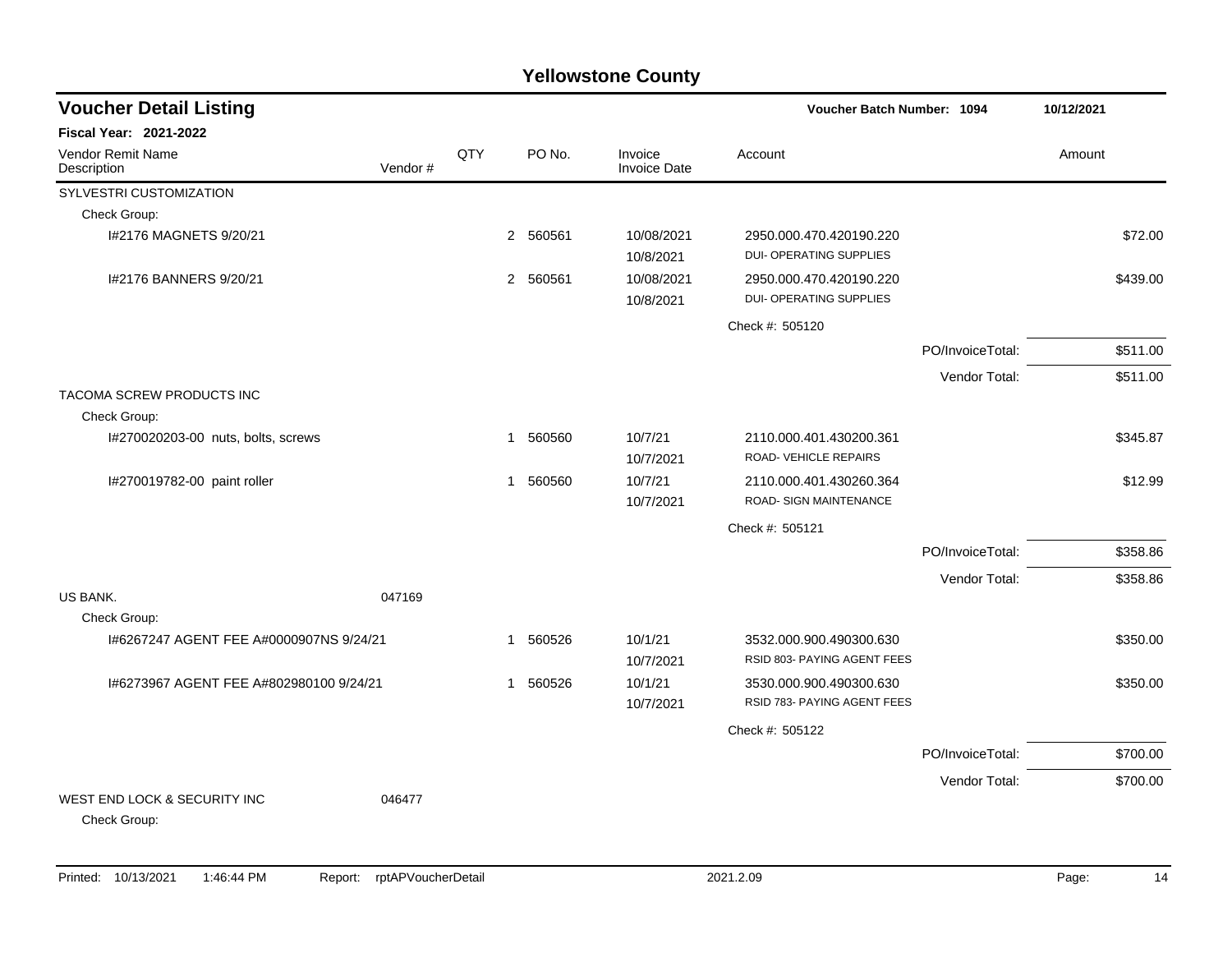# Yellowstone County

## Voucher Detail Listing

Voucher Batch Number: 1094 — 10/12/2021

**Fiscal Year: 2021-2022**

| Vendor Remit Name / Description | Vendor # | QTY | PO No. | Invoice / Invoice Date | Account | | Amount |
|---|---|---|---|---|---|---|---|
| SYLVESTRI CUSTOMIZATION | | | | | | | |
| Check Group: | | | | | | | |
| I#2176 MAGNETS 9/20/21 | | 2 | 560561 | 10/08/2021<br>10/8/2021 | 2950.000.470.420190.220<br>DUI- OPERATING SUPPLIES | | $72.00 |
| I#2176 BANNERS 9/20/21 | | 2 | 560561 | 10/08/2021<br>10/8/2021 | 2950.000.470.420190.220<br>DUI- OPERATING SUPPLIES | | $439.00 |
| | | | | | Check #: 505120 | | |
| | | | | | | PO/InvoiceTotal: | $511.00 |
| | | | | | | Vendor Total: | $511.00 |
| TACOMA SCREW PRODUCTS INC | | | | | | | |
| Check Group: | | | | | | | |
| I#270020203-00 nuts, bolts, screws | | 1 | 560560 | 10/7/21<br>10/7/2021 | 2110.000.401.430200.361<br>ROAD- VEHICLE REPAIRS | | $345.87 |
| I#270019782-00 paint roller | | 1 | 560560 | 10/7/21<br>10/7/2021 | 2110.000.401.430260.364<br>ROAD- SIGN MAINTENANCE | | $12.99 |
| | | | | | Check #: 505121 | | |
| | | | | | | PO/InvoiceTotal: | $358.86 |
| | | | | | | Vendor Total: | $358.86 |
| US BANK. | 047169 | | | | | | |
| Check Group: | | | | | | | |
| I#6267247 AGENT FEE A#0000907NS 9/24/21 | | 1 | 560526 | 10/1/21<br>10/7/2021 | 3532.000.900.490300.630<br>RSID 803- PAYING AGENT FEES | | $350.00 |
| I#6273967 AGENT FEE A#802980100 9/24/21 | | 1 | 560526 | 10/1/21<br>10/7/2021 | 3530.000.900.490300.630<br>RSID 783- PAYING AGENT FEES | | $350.00 |
| | | | | | Check #: 505122 | | |
| | | | | | | PO/InvoiceTotal: | $700.00 |
| | | | | | | Vendor Total: | $700.00 |
| WEST END LOCK & SECURITY INC | 046477 | | | | | | |
| Check Group: | | | | | | | |

Printed: 10/13/2021 1:46:44 PM Report: rptAPVoucherDetail 2021.2.09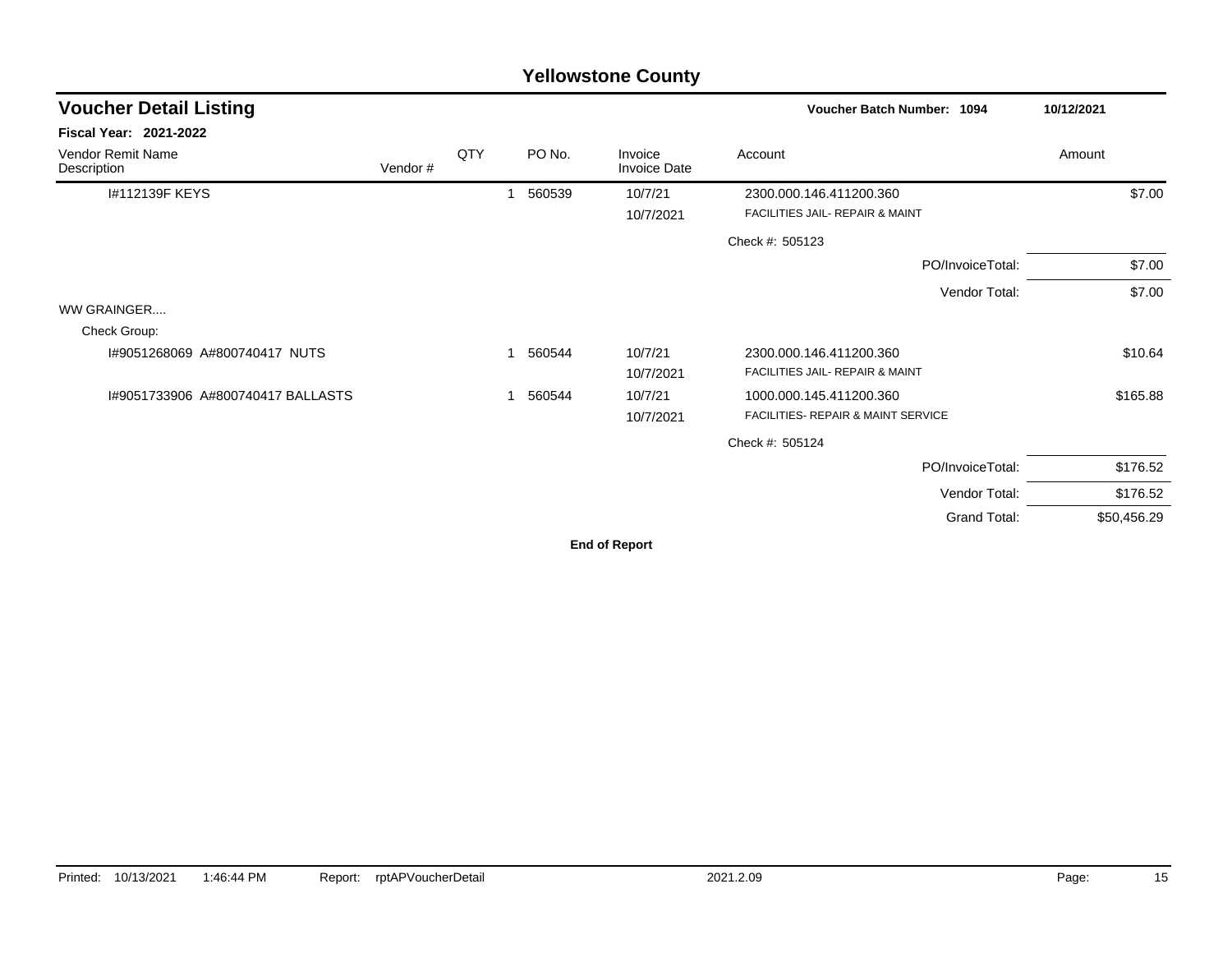# Yellowstone County

## Voucher Detail Listing

**Voucher Batch Number: 1094** **10/12/2021**

**Fiscal Year: 2021-2022**

| Vendor Remit Name / Description | Vendor # | QTY | PO No. | Invoice / Invoice Date | Account | Amount |
|---|---|---|---|---|---|---|
| I#112139F KEYS | | 1 | 560539 | 10/7/21<br>10/7/2021 | 2300.000.146.411200.360<br>FACILITIES JAIL- REPAIR & MAINT | $7.00 |
| | | | | | Check #: 505123 | |
| | | | | | PO/InvoiceTotal: | $7.00 |
| | | | | | Vendor Total: | $7.00 |
| WW GRAINGER.... | | | | | | |
| Check Group: | | | | | | |
| I#9051268069 A#800740417 NUTS | | 1 | 560544 | 10/7/21<br>10/7/2021 | 2300.000.146.411200.360<br>FACILITIES JAIL- REPAIR & MAINT | $10.64 |
| I#9051733906 A#800740417 BALLASTS | | 1 | 560544 | 10/7/21<br>10/7/2021 | 1000.000.145.411200.360<br>FACILITIES- REPAIR & MAINT SERVICE | $165.88 |
| | | | | | Check #: 505124 | |
| | | | | | PO/InvoiceTotal: | $176.52 |
| | | | | | Vendor Total: | $176.52 |
| | | | | | Grand Total: | $50,456.29 |

**End of Report**

Printed: 10/13/2021 1:46:44 PM Report: rptAPVoucherDetail 2021.2.09